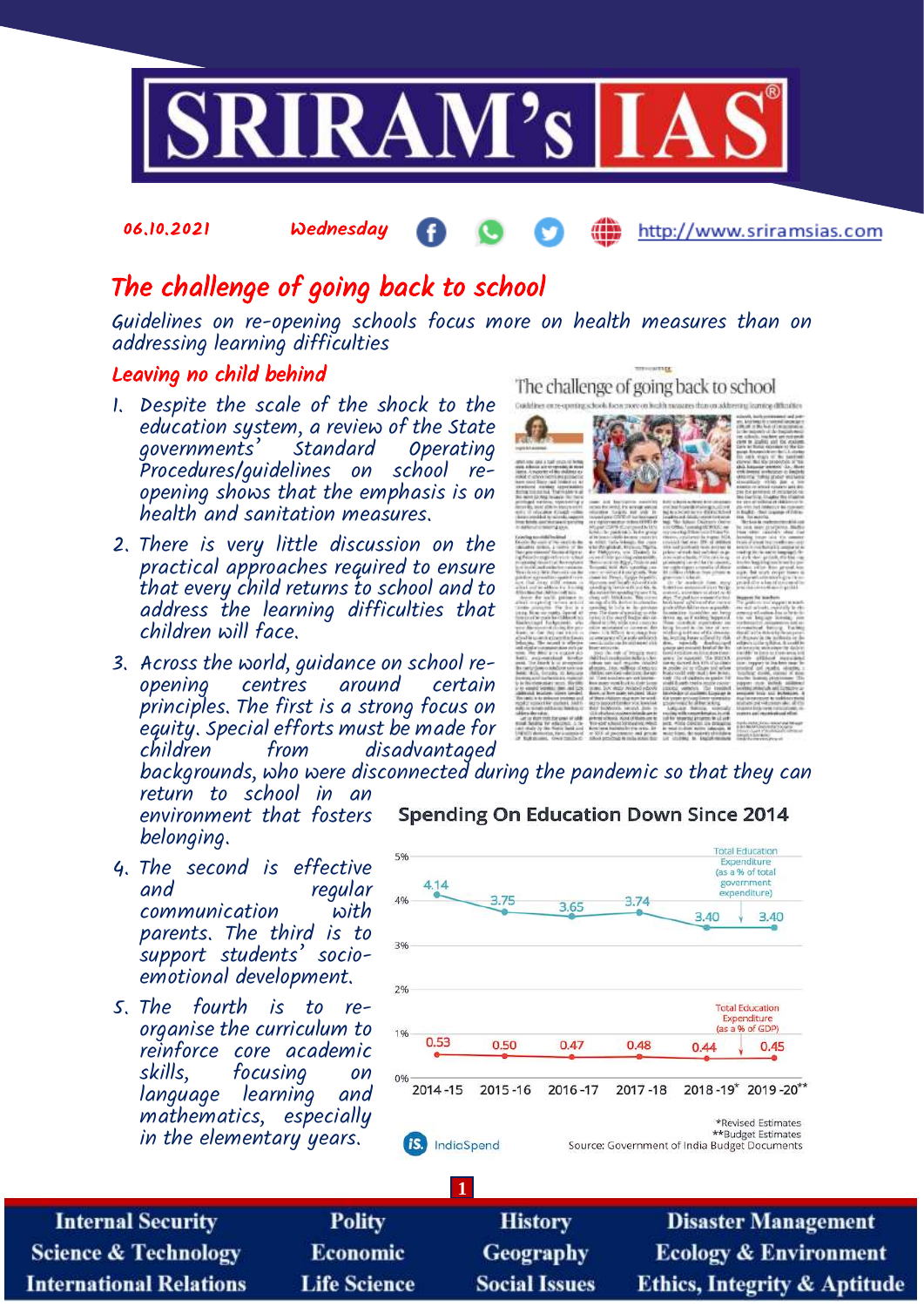06.10.2021 Wednesday http://www.sriramsias.com

# The challenge of going back to school

*Guidelines on re-opening schools focus more on health measures than on addressing learning difficulties*

## Leaving no child behind

1. Despite the scale of the shock to the education system, a review of the State governments' Standard Operating Procedures/guidelines on school re-opening shows that the emphasis is on health and sanitation measures.
2. There is very little discussion on the practical approaches required to ensure that every child returns to school and to address the learning difficulties that children will face.
3. Across the world, guidance on school re-opening centres around certain principles. The first is a strong focus on equity. Special efforts must be made for children from disadvantaged backgrounds, who were disconnected during the pandemic so that they can return to school in an environment that fosters belonging.
4. The second is effective and regular communication with parents. The third is to support students' socio-emotional development.
5. The fourth is to re-organise the curriculum to reinforce core academic skills, focusing on language learning and mathematics, especially in the elementary years.

**Spending On Education Down Since 2014**

| Year | Total Education Expenditure (as a % of total government expenditure) | Total Education Expenditure (as a % of GDP) |
|---|---|---|
| 2014-15 | 4.14 | 0.53 |
| 2015-16 | 3.75 | 0.50 |
| 2016-17 | 3.65 | 0.47 |
| 2017-18 | 3.74 | 0.48 |
| 2018-19* | 3.40 | 0.44 |
| 2019-20** | 3.40 | 0.45 |

*Revised Estimates
**Budget Estimates

IndiaSpend

Source: Government of India Budget Documents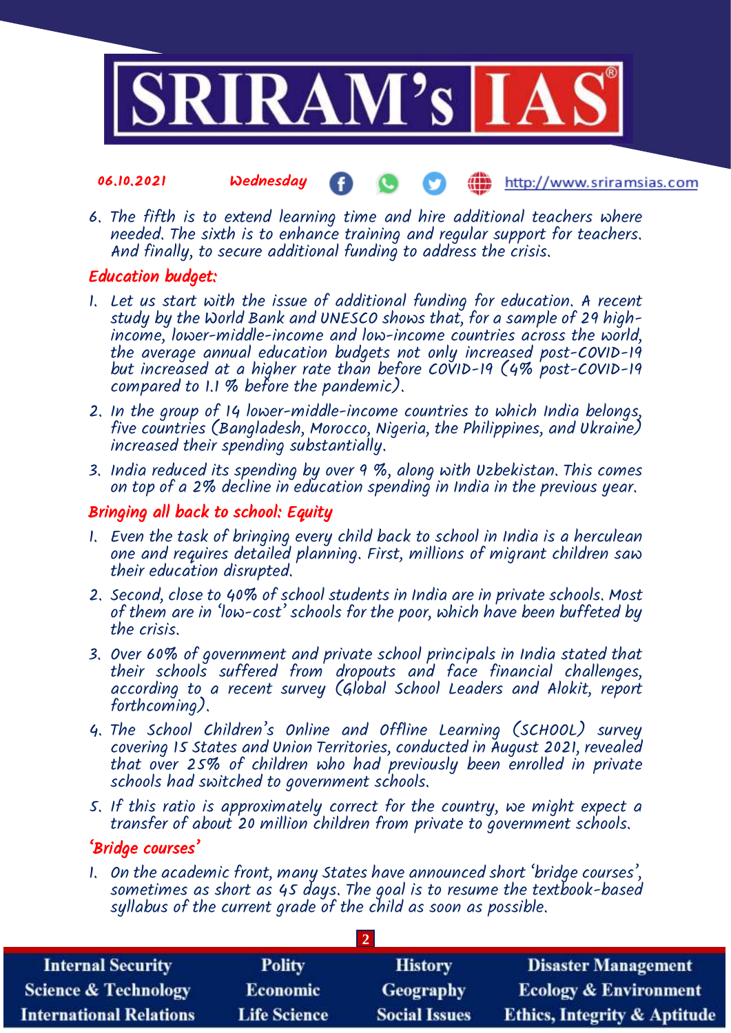6. The fifth is to extend learning time and hire additional teachers where needed. The sixth is to enhance training and regular support for teachers. And finally, to secure additional funding to address the crisis.

## Education budget:

1. Let us start with the issue of additional funding for education. A recent study by the World Bank and UNESCO shows that, for a sample of 29 high-income, lower-middle-income and low-income countries across the world, the average annual education budgets not only increased post-COVID-19 but increased at a higher rate than before COVID-19 (4% post-COVID-19 compared to 1.1 % before the pandemic).
2. In the group of 14 lower-middle-income countries to which India belongs, five countries (Bangladesh, Morocco, Nigeria, the Philippines, and Ukraine) increased their spending substantially.
3. India reduced its spending by over 9 %, along with Uzbekistan. This comes on top of a 2% decline in education spending in India in the previous year.

## Bringing all back to school: Equity

1. Even the task of bringing every child back to school in India is a herculean one and requires detailed planning. First, millions of migrant children saw their education disrupted.
2. Second, close to 40% of school students in India are in private schools. Most of them are in 'low-cost' schools for the poor, which have been buffeted by the crisis.
3. Over 60% of government and private school principals in India stated that their schools suffered from dropouts and face financial challenges, according to a recent survey (Global School Leaders and Alokit, report forthcoming).
4. The School Children's Online and Offline Learning (SCHOOL) survey covering 15 States and Union Territories, conducted in August 2021, revealed that over 25% of children who had previously been enrolled in private schools had switched to government schools.
5. If this ratio is approximately correct for the country, we might expect a transfer of about 20 million children from private to government schools.

## 'Bridge courses'

1. On the academic front, many States have announced short 'bridge courses', sometimes as short as 45 days. The goal is to resume the textbook-based syllabus of the current grade of the child as soon as possible.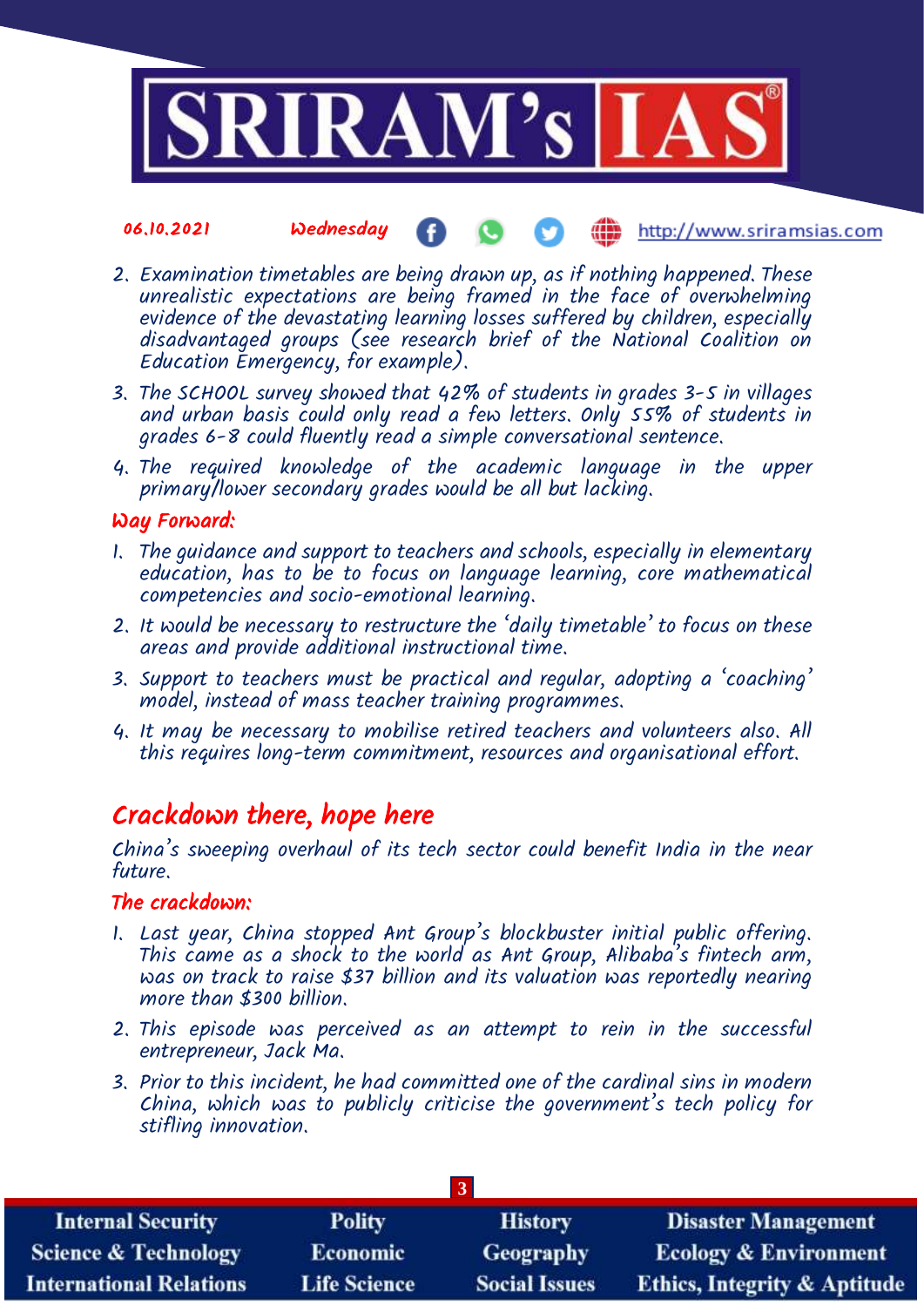2. Examination timetables are being drawn up, as if nothing happened. These unrealistic expectations are being framed in the face of overwhelming evidence of the devastating learning losses suffered by children, especially disadvantaged groups (see research brief of the National Coalition on Education Emergency, for example).
3. The SCHOOL survey showed that 42% of students in grades 3-5 in villages and urban basis could only read a few letters. Only 55% of students in grades 6-8 could fluently read a simple conversational sentence.
4. The required knowledge of the academic language in the upper primary/lower secondary grades would be all but lacking.

### Way Forward:

1. The guidance and support to teachers and schools, especially in elementary education, has to be to focus on language learning, core mathematical competencies and socio-emotional learning.
2. It would be necessary to restructure the 'daily timetable' to focus on these areas and provide additional instructional time.
3. Support to teachers must be practical and regular, adopting a 'coaching' model, instead of mass teacher training programmes.
4. It may be necessary to mobilise retired teachers and volunteers also. All this requires long-term commitment, resources and organisational effort.

## Crackdown there, hope here

China's sweeping overhaul of its tech sector could benefit India in the near future.

### The crackdown:

1. Last year, China stopped Ant Group's blockbuster initial public offering. This came as a shock to the world as Ant Group, Alibaba's fintech arm, was on track to raise $37 billion and its valuation was reportedly nearing more than $300 billion.
2. This episode was perceived as an attempt to rein in the successful entrepreneur, Jack Ma.
3. Prior to this incident, he had committed one of the cardinal sins in modern China, which was to publicly criticise the government's tech policy for stifling innovation.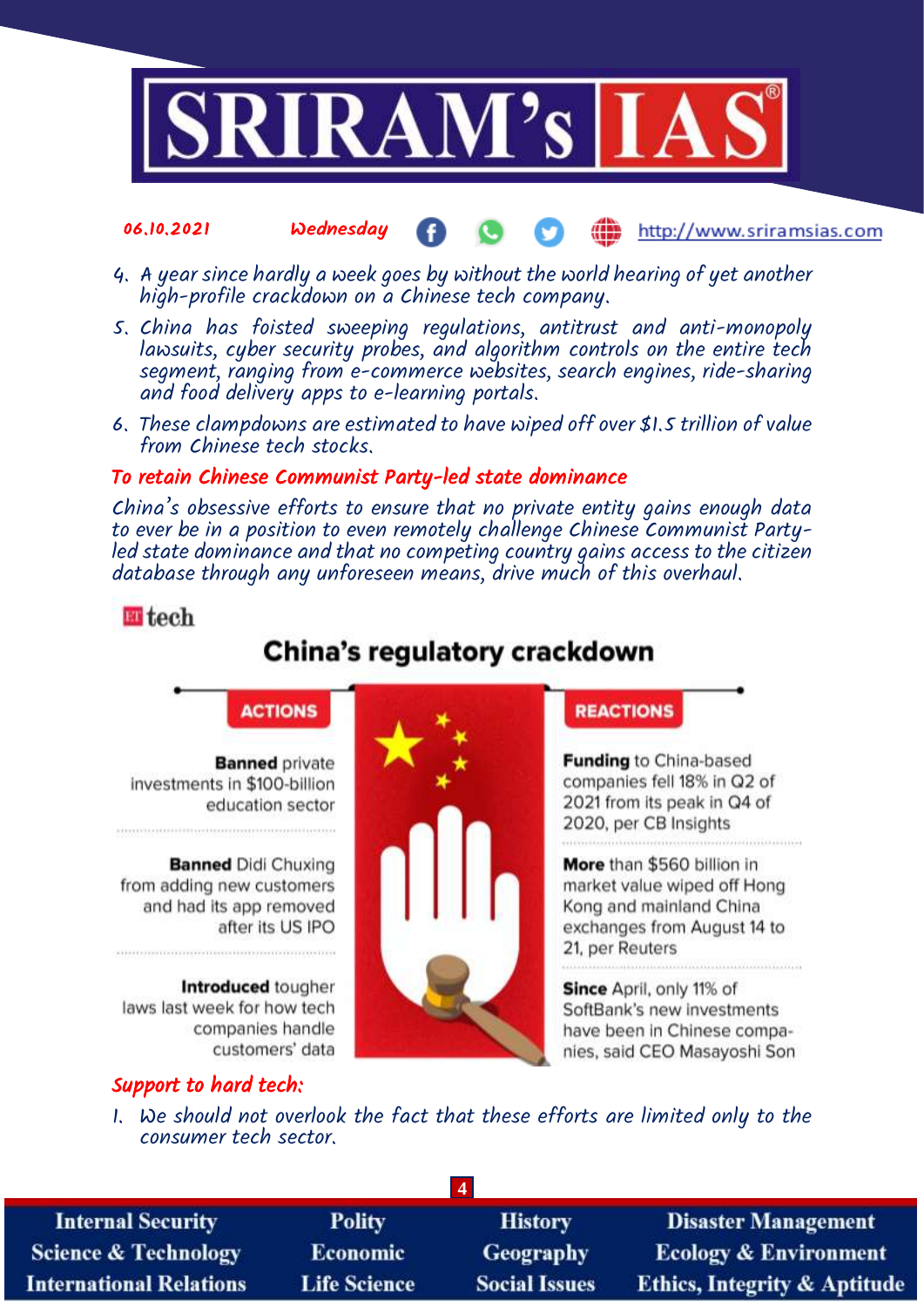4. A year since hardly a week goes by without the world hearing of yet another high-profile crackdown on a Chinese tech company.
5. China has foisted sweeping regulations, antitrust and anti-monopoly lawsuits, cyber security probes, and algorithm controls on the entire tech segment, ranging from e-commerce websites, search engines, ride-sharing and food delivery apps to e-learning portals.
6. These clampdowns are estimated to have wiped off over $1.5 trillion of value from Chinese tech stocks.

### To retain Chinese Communist Party-led state dominance

China's obsessive efforts to ensure that no private entity gains enough data to ever be in a position to even remotely challenge Chinese Communist Party-led state dominance and that no competing country gains access to the citizen database through any unforeseen means, drive much of this overhaul.

ET tech

**China's regulatory crackdown**

**ACTIONS**

- **Banned** private investments in $100-billion education sector
- **Banned** Didi Chuxing from adding new customers and had its app removed after its US IPO
- **Introduced** tougher laws last week for how tech companies handle customers' data

**REACTIONS**

- **Funding** to China-based companies fell 18% in Q2 of 2021 from its peak in Q4 of 2020, per CB Insights
- **More** than $560 billion in market value wiped off Hong Kong and mainland China exchanges from August 14 to 21, per Reuters
- **Since** April, only 11% of SoftBank's new investments have been in Chinese companies, said CEO Masayoshi Son

### Support to hard tech:

1. We should not overlook the fact that these efforts are limited only to the consumer tech sector.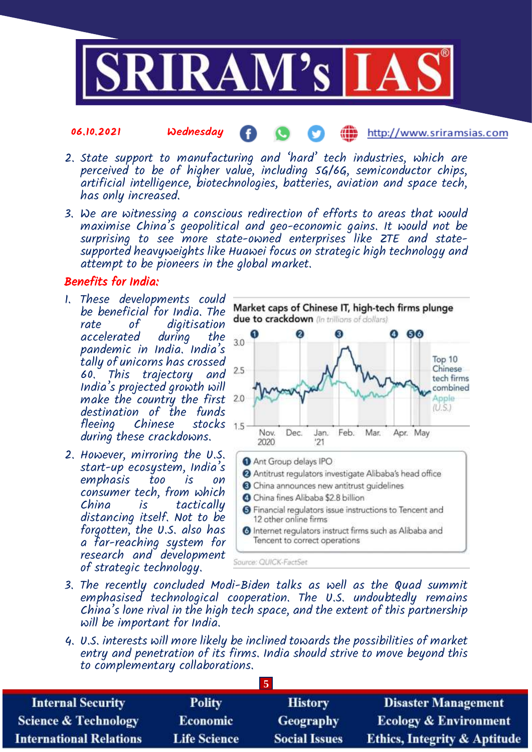2. State support to manufacturing and 'hard' tech industries, which are perceived to be of higher value, including 5G/6G, semiconductor chips, artificial intelligence, biotechnologies, batteries, aviation and space tech, has only increased.
3. We are witnessing a conscious redirection of efforts to areas that would maximise China's geopolitical and geo-economic gains. It would not be surprising to see more state-owned enterprises like ZTE and state-supported heavyweights like Huawei focus on strategic high technology and attempt to be pioneers in the global market.

## Benefits for India:

1. These developments could be beneficial for India. The rate of digitisation accelerated during the pandemic in India. India's tally of unicorns has crossed 60. This trajectory and India's projected growth will make the country the first destination of the funds fleeing Chinese stocks during these crackdowns.
2. However, mirroring the U.S. start-up ecosystem, India's emphasis too is on consumer tech, from which China is tactically distancing itself. Not to be forgotten, the U.S. also has a far-reaching system for research and development of strategic technology.

**Market caps of Chinese IT, high-tech firms plunge due to crackdown** (In trillions of dollars)

1. Ant Group delays IPO
2. Antitrust regulators investigate Alibaba's head office
3. China announces new antitrust guidelines
4. China fines Alibaba $2.8 billion
5. Financial regulators issue instructions to Tencent and 12 other online firms
6. Internet regulators instruct firms such as Alibaba and Tencent to correct operations

Source: QUICK-FactSet

3. The recently concluded Modi-Biden talks as well as the Quad summit emphasised technological cooperation. The U.S. undoubtedly remains China's lone rival in the high tech space, and the extent of this partnership will be important for India.
4. U.S. interests will more likely be inclined towards the possibilities of market entry and penetration of its firms. India should strive to move beyond this to complementary collaborations.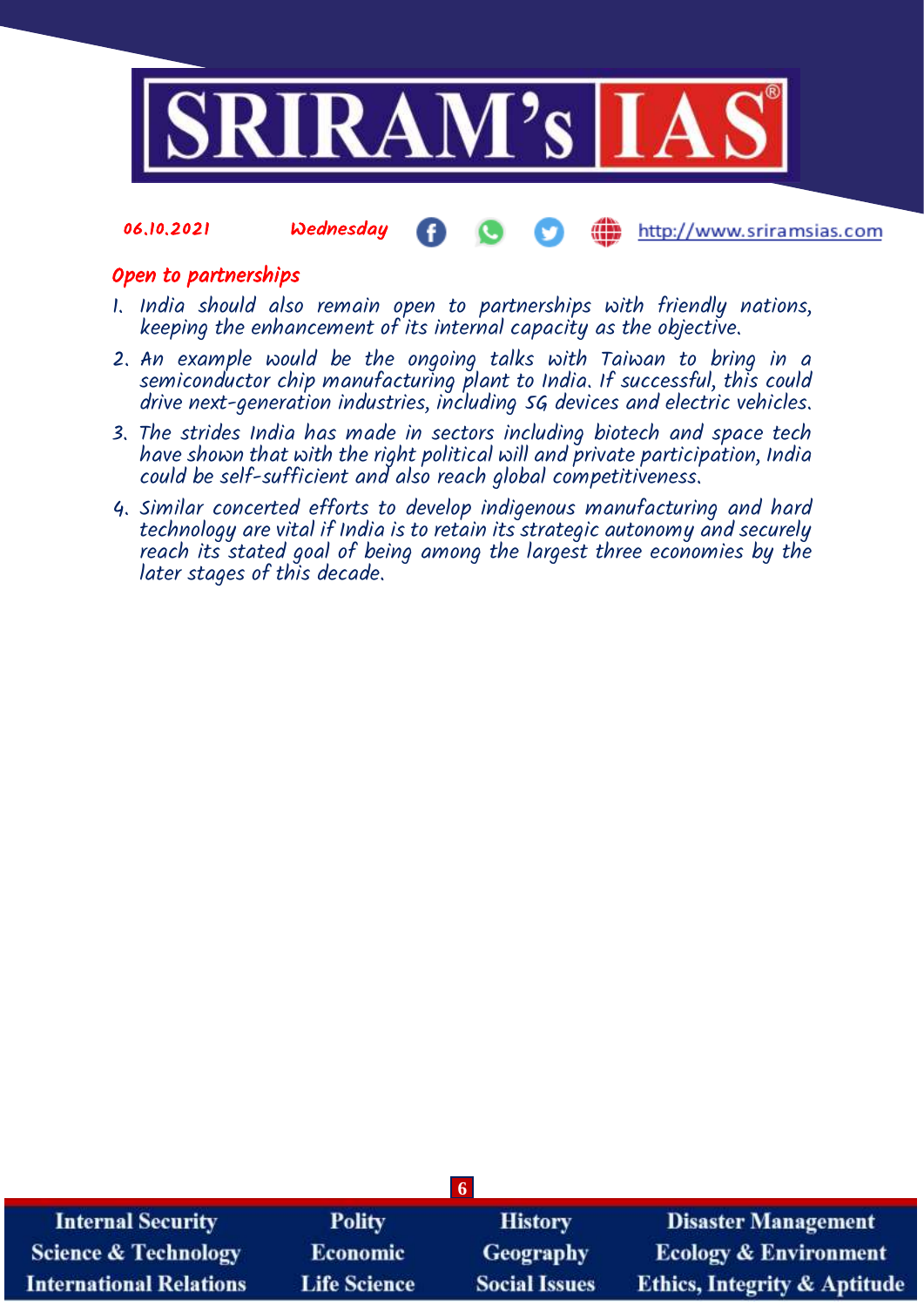## Open to partnerships

1. India should also remain open to partnerships with friendly nations, keeping the enhancement of its internal capacity as the objective.
2. An example would be the ongoing talks with Taiwan to bring in a semiconductor chip manufacturing plant to India. If successful, this could drive next-generation industries, including 5G devices and electric vehicles.
3. The strides India has made in sectors including biotech and space tech have shown that with the right political will and private participation, India could be self-sufficient and also reach global competitiveness.
4. Similar concerted efforts to develop indigenous manufacturing and hard technology are vital if India is to retain its strategic autonomy and securely reach its stated goal of being among the largest three economies by the later stages of this decade.